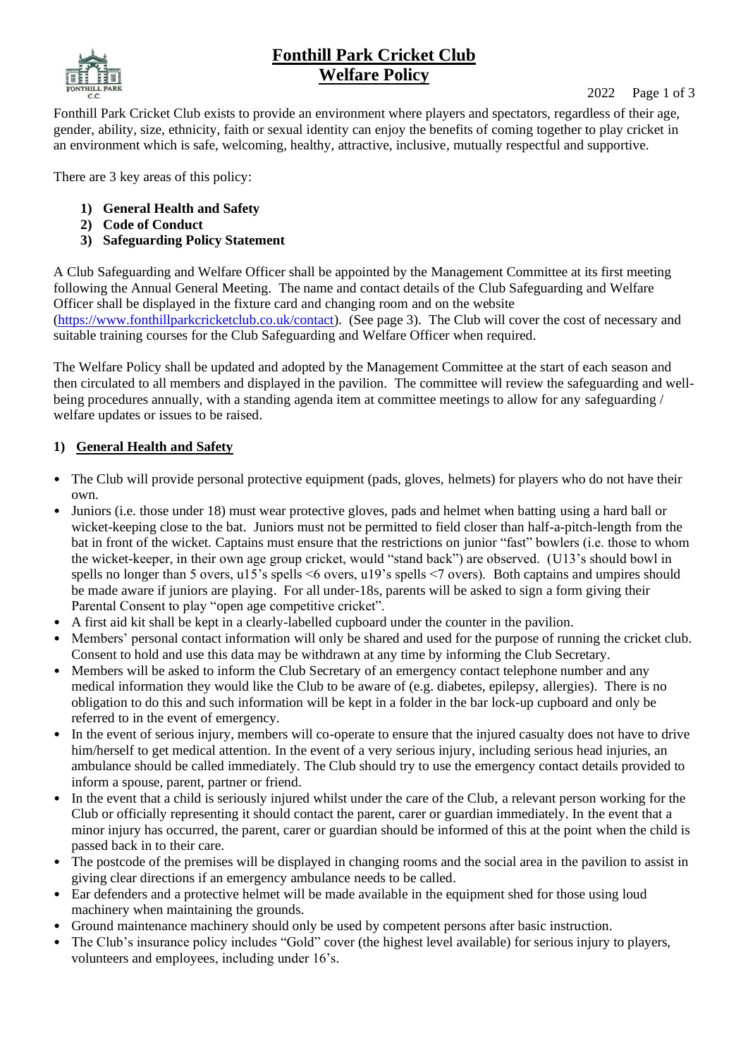# Fonthill Park Cricket Club
# Welfare Policy

2022

Fonthill Park Cricket Club exists to provide an environment where players and spectators, regardless of their age, gender, ability, size, ethnicity, faith or sexual identity can enjoy the benefits of coming together to play cricket in an environment which is safe, welcoming, healthy, attractive, inclusive, mutually respectful and supportive.

There are 3 key areas of this policy:

1) **General Health and Safety**
2) **Code of Conduct**
3) **Safeguarding Policy Statement**

A Club Safeguarding and Welfare Officer shall be appointed by the Management Committee at its first meeting following the Annual General Meeting. The name and contact details of the Club Safeguarding and Welfare Officer shall be displayed in the fixture card and changing room and on the website (https://www.fonthillparkcricketclub.co.uk/contact). (See page 3). The Club will cover the cost of necessary and suitable training courses for the Club Safeguarding and Welfare Officer when required.

The Welfare Policy shall be updated and adopted by the Management Committee at the start of each season and then circulated to all members and displayed in the pavilion. The committee will review the safeguarding and well-being procedures annually, with a standing agenda item at committee meetings to allow for any safeguarding / welfare updates or issues to be raised.

## 1) General Health and Safety

- The Club will provide personal protective equipment (pads, gloves, helmets) for players who do not have their own.
- Juniors (i.e. those under 18) must wear protective gloves, pads and helmet when batting using a hard ball or wicket-keeping close to the bat. Juniors must not be permitted to field closer than half-a-pitch-length from the bat in front of the wicket. Captains must ensure that the restrictions on junior "fast" bowlers (i.e. those to whom the wicket-keeper, in their own age group cricket, would "stand back") are observed. (U13's should bowl in spells no longer than 5 overs, u15's spells <6 overs, u19's spells <7 overs). Both captains and umpires should be made aware if juniors are playing. For all under-18s, parents will be asked to sign a form giving their Parental Consent to play "open age competitive cricket".
- A first aid kit shall be kept in a clearly-labelled cupboard under the counter in the pavilion.
- Members' personal contact information will only be shared and used for the purpose of running the cricket club. Consent to hold and use this data may be withdrawn at any time by informing the Club Secretary.
- Members will be asked to inform the Club Secretary of an emergency contact telephone number and any medical information they would like the Club to be aware of (e.g. diabetes, epilepsy, allergies). There is no obligation to do this and such information will be kept in a folder in the bar lock-up cupboard and only be referred to in the event of emergency.
- In the event of serious injury, members will co-operate to ensure that the injured casualty does not have to drive him/herself to get medical attention. In the event of a very serious injury, including serious head injuries, an ambulance should be called immediately. The Club should try to use the emergency contact details provided to inform a spouse, parent, partner or friend.
- In the event that a child is seriously injured whilst under the care of the Club, a relevant person working for the Club or officially representing it should contact the parent, carer or guardian immediately. In the event that a minor injury has occurred, the parent, carer or guardian should be informed of this at the point when the child is passed back in to their care.
- The postcode of the premises will be displayed in changing rooms and the social area in the pavilion to assist in giving clear directions if an emergency ambulance needs to be called.
- Ear defenders and a protective helmet will be made available in the equipment shed for those using loud machinery when maintaining the grounds.
- Ground maintenance machinery should only be used by competent persons after basic instruction.
- The Club's insurance policy includes "Gold" cover (the highest level available) for serious injury to players, volunteers and employees, including under 16's.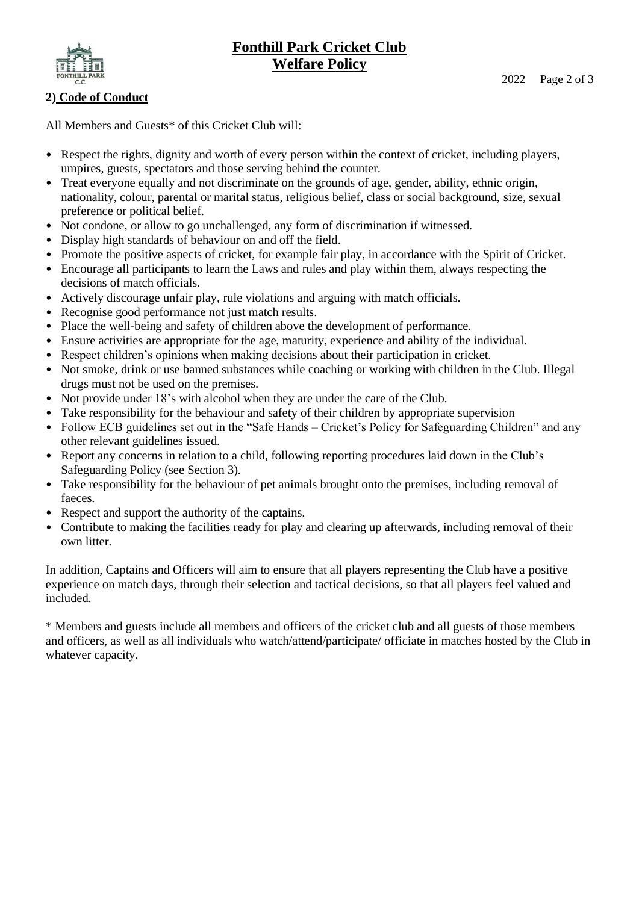## 2) Code of Conduct

All Members and Guests* of this Cricket Club will:

- Respect the rights, dignity and worth of every person within the context of cricket, including players, umpires, guests, spectators and those serving behind the counter.
- Treat everyone equally and not discriminate on the grounds of age, gender, ability, ethnic origin, nationality, colour, parental or marital status, religious belief, class or social background, size, sexual preference or political belief.
- Not condone, or allow to go unchallenged, any form of discrimination if witnessed.
- Display high standards of behaviour on and off the field.
- Promote the positive aspects of cricket, for example fair play, in accordance with the Spirit of Cricket.
- Encourage all participants to learn the Laws and rules and play within them, always respecting the decisions of match officials.
- Actively discourage unfair play, rule violations and arguing with match officials.
- Recognise good performance not just match results.
- Place the well-being and safety of children above the development of performance.
- Ensure activities are appropriate for the age, maturity, experience and ability of the individual.
- Respect children's opinions when making decisions about their participation in cricket.
- Not smoke, drink or use banned substances while coaching or working with children in the Club. Illegal drugs must not be used on the premises.
- Not provide under 18's with alcohol when they are under the care of the Club.
- Take responsibility for the behaviour and safety of their children by appropriate supervision
- Follow ECB guidelines set out in the "Safe Hands – Cricket's Policy for Safeguarding Children" and any other relevant guidelines issued.
- Report any concerns in relation to a child, following reporting procedures laid down in the Club's Safeguarding Policy (see Section 3).
- Take responsibility for the behaviour of pet animals brought onto the premises, including removal of faeces.
- Respect and support the authority of the captains.
- Contribute to making the facilities ready for play and clearing up afterwards, including removal of their own litter.

In addition, Captains and Officers will aim to ensure that all players representing the Club have a positive experience on match days, through their selection and tactical decisions, so that all players feel valued and included.

* Members and guests include all members and officers of the cricket club and all guests of those members and officers, as well as all individuals who watch/attend/participate/ officiate in matches hosted by the Club in whatever capacity.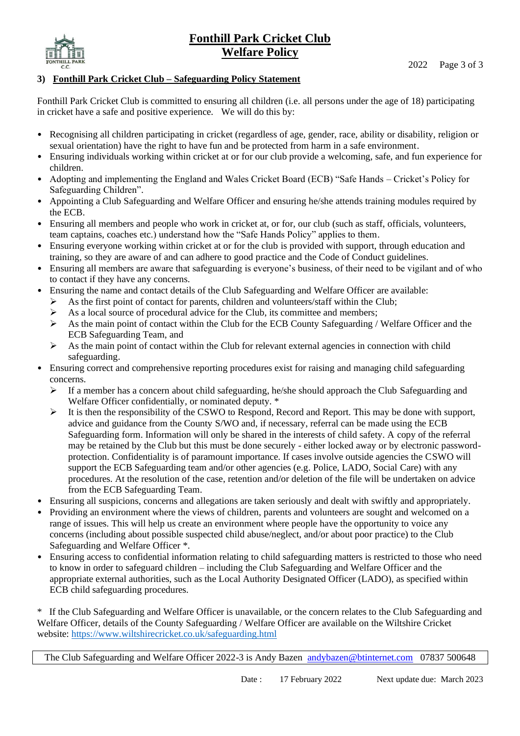## 3) Fonthill Park Cricket Club – Safeguarding Policy Statement

Fonthill Park Cricket Club is committed to ensuring all children (i.e. all persons under the age of 18) participating in cricket have a safe and positive experience. We will do this by:

- Recognising all children participating in cricket (regardless of age, gender, race, ability or disability, religion or sexual orientation) have the right to have fun and be protected from harm in a safe environment.
- Ensuring individuals working within cricket at or for our club provide a welcoming, safe, and fun experience for children.
- Adopting and implementing the England and Wales Cricket Board (ECB) "Safe Hands – Cricket's Policy for Safeguarding Children".
- Appointing a Club Safeguarding and Welfare Officer and ensuring he/she attends training modules required by the ECB.
- Ensuring all members and people who work in cricket at, or for, our club (such as staff, officials, volunteers, team captains, coaches etc.) understand how the "Safe Hands Policy" applies to them.
- Ensuring everyone working within cricket at or for the club is provided with support, through education and training, so they are aware of and can adhere to good practice and the Code of Conduct guidelines.
- Ensuring all members are aware that safeguarding is everyone's business, of their need to be vigilant and of who to contact if they have any concerns.
- Ensuring the name and contact details of the Club Safeguarding and Welfare Officer are available:
  - As the first point of contact for parents, children and volunteers/staff within the Club;
  - As a local source of procedural advice for the Club, its committee and members;
  - As the main point of contact within the Club for the ECB County Safeguarding / Welfare Officer and the ECB Safeguarding Team, and
  - As the main point of contact within the Club for relevant external agencies in connection with child safeguarding.
- Ensuring correct and comprehensive reporting procedures exist for raising and managing child safeguarding concerns.
  - If a member has a concern about child safeguarding, he/she should approach the Club Safeguarding and Welfare Officer confidentially, or nominated deputy. *
  - It is then the responsibility of the CSWO to Respond, Record and Report. This may be done with support, advice and guidance from the County S/WO and, if necessary, referral can be made using the ECB Safeguarding form. Information will only be shared in the interests of child safety. A copy of the referral may be retained by the Club but this must be done securely - either locked away or by electronic password-protection. Confidentiality is of paramount importance. If cases involve outside agencies the CSWO will support the ECB Safeguarding team and/or other agencies (e.g. Police, LADO, Social Care) with any procedures. At the resolution of the case, retention and/or deletion of the file will be undertaken on advice from the ECB Safeguarding Team.
- Ensuring all suspicions, concerns and allegations are taken seriously and dealt with swiftly and appropriately.
- Providing an environment where the views of children, parents and volunteers are sought and welcomed on a range of issues. This will help us create an environment where people have the opportunity to voice any concerns (including about possible suspected child abuse/neglect, and/or about poor practice) to the Club Safeguarding and Welfare Officer *.
- Ensuring access to confidential information relating to child safeguarding matters is restricted to those who need to know in order to safeguard children – including the Club Safeguarding and Welfare Officer and the appropriate external authorities, such as the Local Authority Designated Officer (LADO), as specified within ECB child safeguarding procedures.

* If the Club Safeguarding and Welfare Officer is unavailable, or the concern relates to the Club Safeguarding and Welfare Officer, details of the County Safeguarding / Welfare Officer are available on the Wiltshire Cricket website: https://www.wiltshirecricket.co.uk/safeguarding.html

The Club Safeguarding and Welfare Officer 2022-3 is Andy Bazen andybazen@btinternet.com 07837 500648

Date : 17 February 2022 Next update due: March 2023